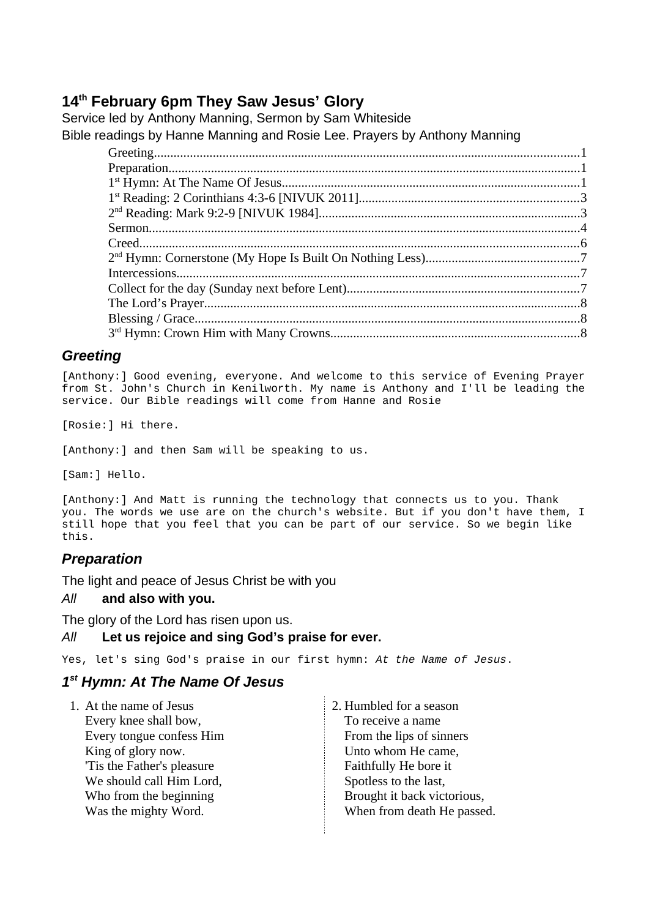# 14th February 6pm They Saw Jesus' Glory

Service led by Anthony Manning, Sermon by Sam Whiteside

Bible readings by Hanne Manning and Rosie Lee. Prayers by Anthony Manning

- Greeting.....1
- Preparation.....1
- 1st Hymn: At The Name Of Jesus.....1
- 1st Reading: 2 Corinthians 4:3-6 [NIVUK 2011].....3
- 2nd Reading: Mark 9:2-9 [NIVUK 1984].....3
- Sermon.....4
- Creed.....6
- 2nd Hymn: Cornerstone (My Hope Is Built On Nothing Less).....7
- Intercessions.....7
- Collect for the day (Sunday next before Lent).....7
- The Lord's Prayer.....8
- Blessing / Grace.....8
- 3rd Hymn: Crown Him with Many Crowns.....8

## *Greeting*

[Anthony:] Good evening, everyone. And welcome to this service of Evening Prayer from St. John's Church in Kenilworth. My name is Anthony and I'll be leading the service. Our Bible readings will come from Hanne and Rosie

[Rosie:] Hi there.

[Anthony:] and then Sam will be speaking to us.

[Sam:] Hello.

[Anthony:] And Matt is running the technology that connects us to you. Thank you. The words we use are on the church's website. But if you don't have them, I still hope that you feel that you can be part of our service. So we begin like this.

## *Preparation*

The light and peace of Jesus Christ be with you

*All* **and also with you.**

The glory of the Lord has risen upon us.

*All* **Let us rejoice and sing God's praise for ever.**

Yes, let's sing God's praise in our first hymn: *At the Name of Jesus*.

## *1st Hymn: At The Name Of Jesus*

1. At the name of Jesus
   Every knee shall bow,
   Every tongue confess Him
   King of glory now.
   'Tis the Father's pleasure
   We should call Him Lord,
   Who from the beginning
   Was the mighty Word.

2. Humbled for a season
   To receive a name
   From the lips of sinners
   Unto whom He came,
   Faithfully He bore it
   Spotless to the last,
   Brought it back victorious,
   When from death He passed.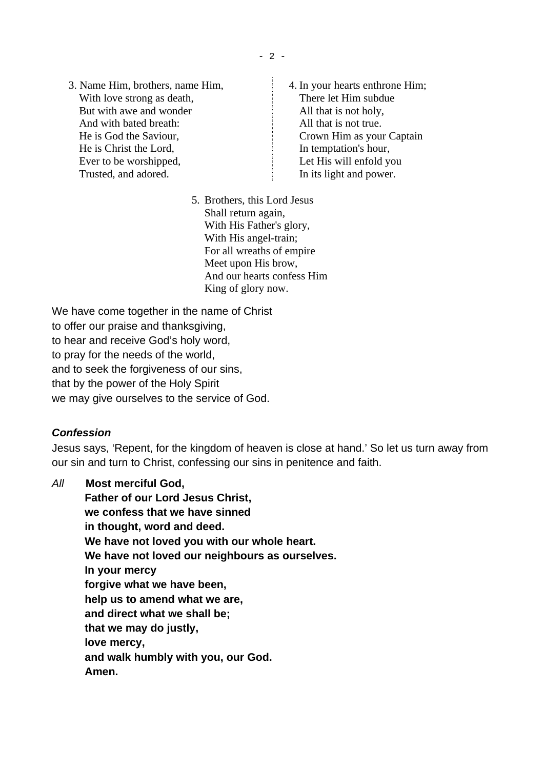3. Name Him, brothers, name Him,
With love strong as death,
But with awe and wonder
And with bated breath:
He is God the Saviour,
He is Christ the Lord,
Ever to be worshipped,
Trusted, and adored.

4. In your hearts enthrone Him;
There let Him subdue
All that is not holy,
All that is not true.
Crown Him as your Captain
In temptation's hour,
Let His will enfold you
In its light and power.

5. Brothers, this Lord Jesus
Shall return again,
With His Father's glory,
With His angel-train;
For all wreaths of empire
Meet upon His brow,
And our hearts confess Him
King of glory now.

We have come together in the name of Christ
to offer our praise and thanksgiving,
to hear and receive God's holy word,
to pray for the needs of the world,
and to seek the forgiveness of our sins,
that by the power of the Holy Spirit
we may give ourselves to the service of God.

***Confession***

Jesus says, 'Repent, for the kingdom of heaven is close at hand.' So let us turn away from our sin and turn to Christ, confessing our sins in penitence and faith.

*All* **Most merciful God,
Father of our Lord Jesus Christ,
we confess that we have sinned
in thought, word and deed.
We have not loved you with our whole heart.
We have not loved our neighbours as ourselves.
In your mercy
forgive what we have been,
help us to amend what we are,
and direct what we shall be;
that we may do justly,
love mercy,
and walk humbly with you, our God.
Amen.**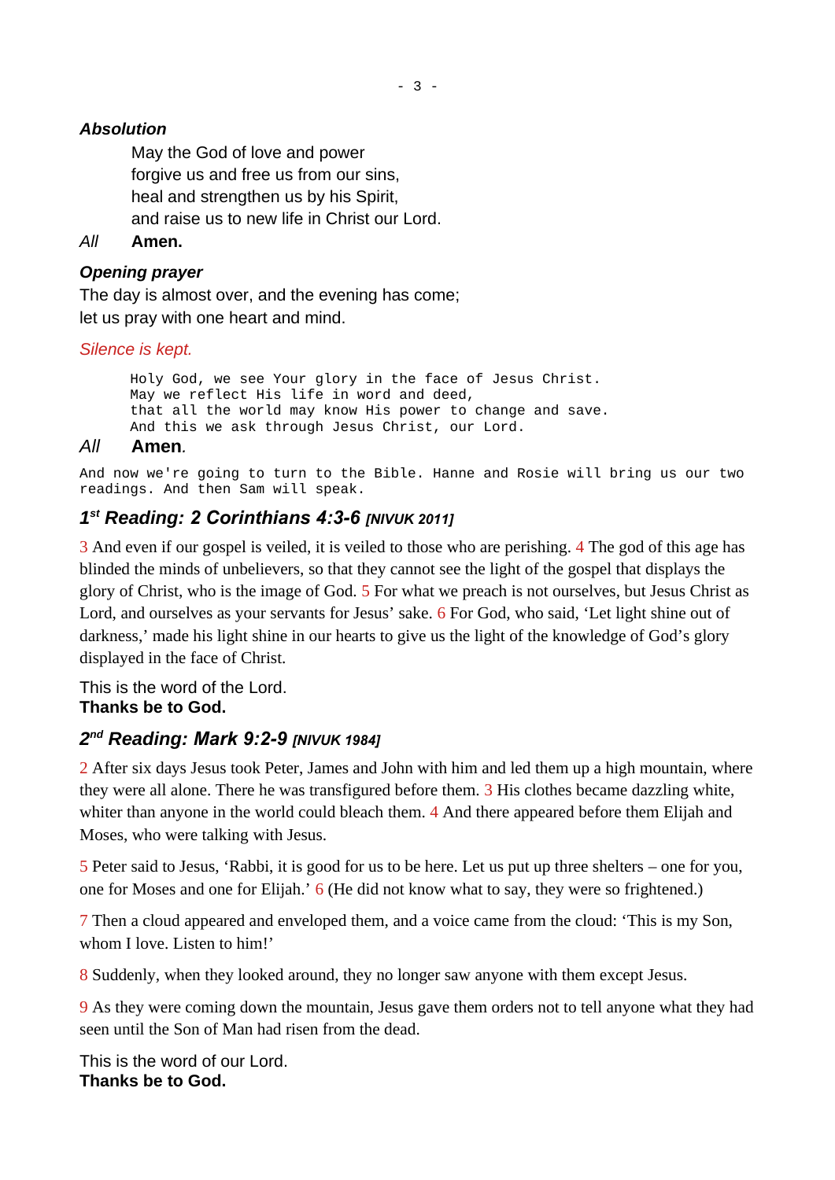### *Absolution*

May the God of love and power
forgive us and free us from our sins,
heal and strengthen us by his Spirit,
and raise us to new life in Christ our Lord.

*All* **Amen.**

### *Opening prayer*

The day is almost over, and the evening has come;
let us pray with one heart and mind.

*Silence is kept.*

```
Holy God, we see Your glory in the face of Jesus Christ.
May we reflect His life in word and deed,
that all the world may know His power to change and save.
And this we ask through Jesus Christ, our Lord.
```

*All* **Amen**.

```
And now we're going to turn to the Bible. Hanne and Rosie will bring us our two
readings. And then Sam will speak.
```

## *1st Reading: 2 Corinthians 4:3-6 [NIVUK 2011]*

3 And even if our gospel is veiled, it is veiled to those who are perishing. 4 The god of this age has blinded the minds of unbelievers, so that they cannot see the light of the gospel that displays the glory of Christ, who is the image of God. 5 For what we preach is not ourselves, but Jesus Christ as Lord, and ourselves as your servants for Jesus' sake. 6 For God, who said, 'Let light shine out of darkness,' made his light shine in our hearts to give us the light of the knowledge of God's glory displayed in the face of Christ.

This is the word of the Lord.
**Thanks be to God.**

## *2nd Reading: Mark 9:2-9 [NIVUK 1984]*

2 After six days Jesus took Peter, James and John with him and led them up a high mountain, where they were all alone. There he was transfigured before them. 3 His clothes became dazzling white, whiter than anyone in the world could bleach them. 4 And there appeared before them Elijah and Moses, who were talking with Jesus.

5 Peter said to Jesus, 'Rabbi, it is good for us to be here. Let us put up three shelters – one for you, one for Moses and one for Elijah.' 6 (He did not know what to say, they were so frightened.)

7 Then a cloud appeared and enveloped them, and a voice came from the cloud: 'This is my Son, whom I love. Listen to him!'

8 Suddenly, when they looked around, they no longer saw anyone with them except Jesus.

9 As they were coming down the mountain, Jesus gave them orders not to tell anyone what they had seen until the Son of Man had risen from the dead.

This is the word of our Lord.
**Thanks be to God.**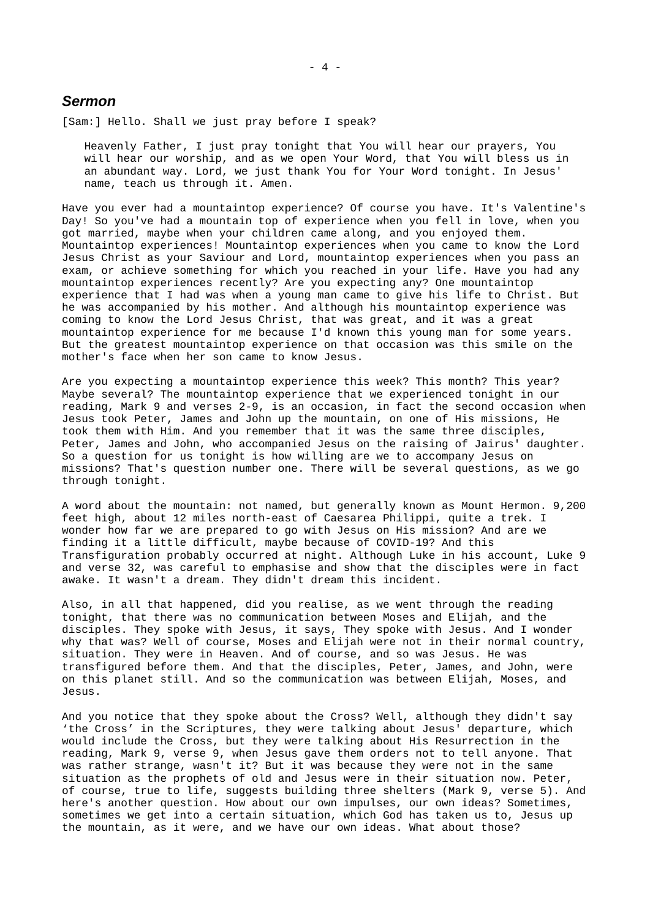## *Sermon*

[Sam:] Hello. Shall we just pray before I speak?

> Heavenly Father, I just pray tonight that You will hear our prayers, You will hear our worship, and as we open Your Word, that You will bless us in an abundant way. Lord, we just thank You for Your Word tonight. In Jesus' name, teach us through it. Amen.

Have you ever had a mountaintop experience? Of course you have. It's Valentine's Day! So you've had a mountain top of experience when you fell in love, when you got married, maybe when your children came along, and you enjoyed them. Mountaintop experiences! Mountaintop experiences when you came to know the Lord Jesus Christ as your Saviour and Lord, mountaintop experiences when you pass an exam, or achieve something for which you reached in your life. Have you had any mountaintop experiences recently? Are you expecting any? One mountaintop experience that I had was when a young man came to give his life to Christ. But he was accompanied by his mother. And although his mountaintop experience was coming to know the Lord Jesus Christ, that was great, and it was a great mountaintop experience for me because I'd known this young man for some years. But the greatest mountaintop experience on that occasion was this smile on the mother's face when her son came to know Jesus.

Are you expecting a mountaintop experience this week? This month? This year? Maybe several? The mountaintop experience that we experienced tonight in our reading, Mark 9 and verses 2-9, is an occasion, in fact the second occasion when Jesus took Peter, James and John up the mountain, on one of His missions, He took them with Him. And you remember that it was the same three disciples, Peter, James and John, who accompanied Jesus on the raising of Jairus' daughter. So a question for us tonight is how willing are we to accompany Jesus on missions? That's question number one. There will be several questions, as we go through tonight.

A word about the mountain: not named, but generally known as Mount Hermon. 9,200 feet high, about 12 miles north-east of Caesarea Philippi, quite a trek. I wonder how far we are prepared to go with Jesus on His mission? And are we finding it a little difficult, maybe because of COVID-19? And this Transfiguration probably occurred at night. Although Luke in his account, Luke 9 and verse 32, was careful to emphasise and show that the disciples were in fact awake. It wasn't a dream. They didn't dream this incident.

Also, in all that happened, did you realise, as we went through the reading tonight, that there was no communication between Moses and Elijah, and the disciples. They spoke with Jesus, it says, They spoke with Jesus. And I wonder why that was? Well of course, Moses and Elijah were not in their normal country, situation. They were in Heaven. And of course, and so was Jesus. He was transfigured before them. And that the disciples, Peter, James, and John, were on this planet still. And so the communication was between Elijah, Moses, and Jesus.

And you notice that they spoke about the Cross? Well, although they didn't say 'the Cross' in the Scriptures, they were talking about Jesus' departure, which would include the Cross, but they were talking about His Resurrection in the reading, Mark 9, verse 9, when Jesus gave them orders not to tell anyone. That was rather strange, wasn't it? But it was because they were not in the same situation as the prophets of old and Jesus were in their situation now. Peter, of course, true to life, suggests building three shelters (Mark 9, verse 5). And here's another question. How about our own impulses, our own ideas? Sometimes, sometimes we get into a certain situation, which God has taken us to, Jesus up the mountain, as it were, and we have our own ideas. What about those?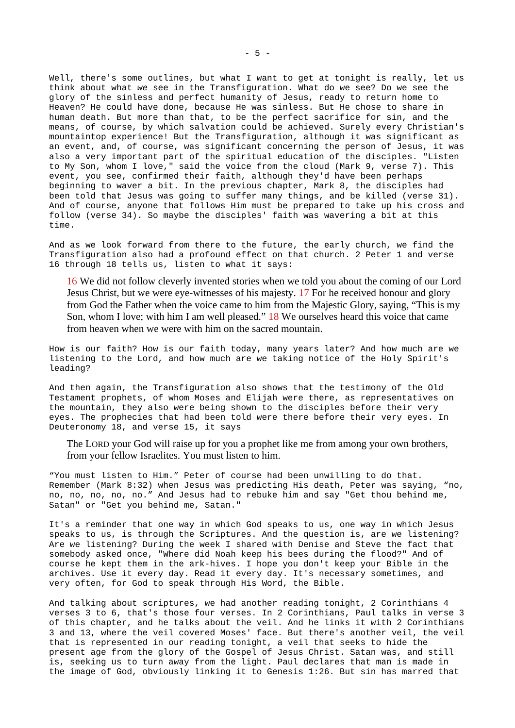Well, there's some outlines, but what I want to get at tonight is really, let us think about what *we* see in the Transfiguration. What do we see? Do we see the glory of the sinless and perfect humanity of Jesus, ready to return home to Heaven? He could have done, because He was sinless. But He chose to share in human death. But more than that, to be the perfect sacrifice for sin, and the means, of course, by which salvation could be achieved. Surely every Christian's mountaintop experience! But the Transfiguration, although it was significant as an event, and, of course, was significant concerning the person of Jesus, it was also a very important part of the spiritual education of the disciples. "Listen to My Son, whom I love," said the voice from the cloud (Mark 9, verse 7). This event, you see, confirmed their faith, although they'd have been perhaps beginning to waver a bit. In the previous chapter, Mark 8, the disciples had been told that Jesus was going to suffer many things, and be killed (verse 31). And of course, anyone that follows Him must be prepared to take up his cross and follow (verse 34). So maybe the disciples' faith was wavering a bit at this time.

And as we look forward from there to the future, the early church, we find the Transfiguration also had a profound effect on that church. 2 Peter 1 and verse 16 through 18 tells us, listen to what it says:

> 16 We did not follow cleverly invented stories when we told you about the coming of our Lord Jesus Christ, but we were eye-witnesses of his majesty. 17 For he received honour and glory from God the Father when the voice came to him from the Majestic Glory, saying, "This is my Son, whom I love; with him I am well pleased." 18 We ourselves heard this voice that came from heaven when we were with him on the sacred mountain.

How is our faith? How is our faith today, many years later? And how much are we listening to the Lord, and how much are we taking notice of the Holy Spirit's leading?

And then again, the Transfiguration also shows that the testimony of the Old Testament prophets, of whom Moses and Elijah were there, as representatives on the mountain, they also were being shown to the disciples before their very eyes. The prophecies that had been told were there before their very eyes. In Deuteronomy 18, and verse 15, it says

> The LORD your God will raise up for you a prophet like me from among your own brothers, from your fellow Israelites. You must listen to him.

"You must listen to Him." Peter of course had been unwilling to do that. Remember (Mark 8:32) when Jesus was predicting His death, Peter was saying, "no, no, no, no, no, no." And Jesus had to rebuke him and say "Get thou behind me, Satan" or "Get you behind me, Satan."

It's a reminder that one way in which God speaks to us, one way in which Jesus speaks to us, is through the Scriptures. And the question is, are we listening? Are we listening? During the week I shared with Denise and Steve the fact that somebody asked once, "Where did Noah keep his bees during the flood?" And of course he kept them in the ark-hives. I hope you don't keep your Bible in the archives. Use it every day. Read it every day. It's necessary sometimes, and very often, for God to speak through His Word, the Bible.

And talking about scriptures, we had another reading tonight, 2 Corinthians 4 verses 3 to 6, that's those four verses. In 2 Corinthians, Paul talks in verse 3 of this chapter, and he talks about the veil. And he links it with 2 Corinthians 3 and 13, where the veil covered Moses' face. But there's another veil, the veil that is represented in our reading tonight, a veil that seeks to hide the present age from the glory of the Gospel of Jesus Christ. Satan was, and still is, seeking us to turn away from the light. Paul declares that man is made in the image of God, obviously linking it to Genesis 1:26. But sin has marred that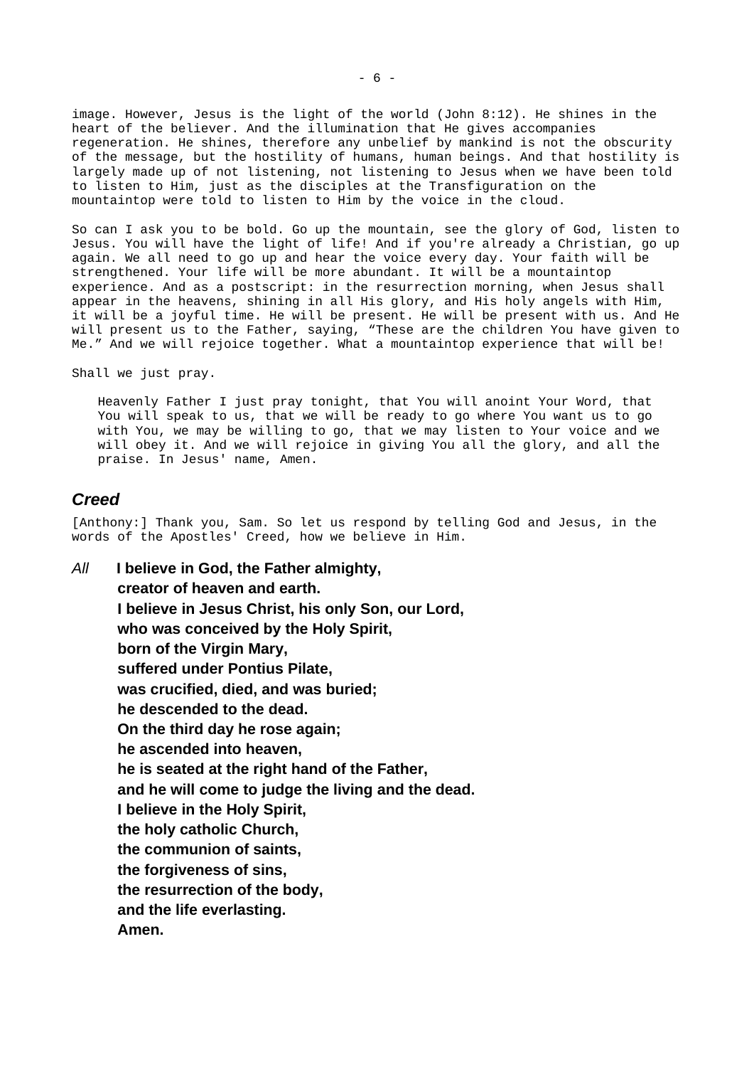image. However, Jesus is the light of the world (John 8:12). He shines in the heart of the believer. And the illumination that He gives accompanies regeneration. He shines, therefore any unbelief by mankind is not the obscurity of the message, but the hostility of humans, human beings. And that hostility is largely made up of not listening, not listening to Jesus when we have been told to listen to Him, just as the disciples at the Transfiguration on the mountaintop were told to listen to Him by the voice in the cloud.

So can I ask you to be bold. Go up the mountain, see the glory of God, listen to Jesus. You will have the light of life! And if you're already a Christian, go up again. We all need to go up and hear the voice every day. Your faith will be strengthened. Your life will be more abundant. It will be a mountaintop experience. And as a postscript: in the resurrection morning, when Jesus shall appear in the heavens, shining in all His glory, and His holy angels with Him, it will be a joyful time. He will be present. He will be present with us. And He will present us to the Father, saying, “These are the children You have given to Me.” And we will rejoice together. What a mountaintop experience that will be!

Shall we just pray.

> Heavenly Father I just pray tonight, that You will anoint Your Word, that You will speak to us, that we will be ready to go where You want us to go with You, we may be willing to go, that we may listen to Your voice and we will obey it. And we will rejoice in giving You all the glory, and all the praise. In Jesus' name, Amen.

## *Creed*

[Anthony:] Thank you, Sam. So let us respond by telling God and Jesus, in the words of the Apostles' Creed, how we believe in Him.

*All* **I believe in God, the Father almighty,**
**creator of heaven and earth.**
**I believe in Jesus Christ, his only Son, our Lord,**
**who was conceived by the Holy Spirit,**
**born of the Virgin Mary,**
**suffered under Pontius Pilate,**
**was crucified, died, and was buried;**
**he descended to the dead.**
**On the third day he rose again;**
**he ascended into heaven,**
**he is seated at the right hand of the Father,**
**and he will come to judge the living and the dead.**
**I believe in the Holy Spirit,**
**the holy catholic Church,**
**the communion of saints,**
**the forgiveness of sins,**
**the resurrection of the body,**
**and the life everlasting.**
**Amen.**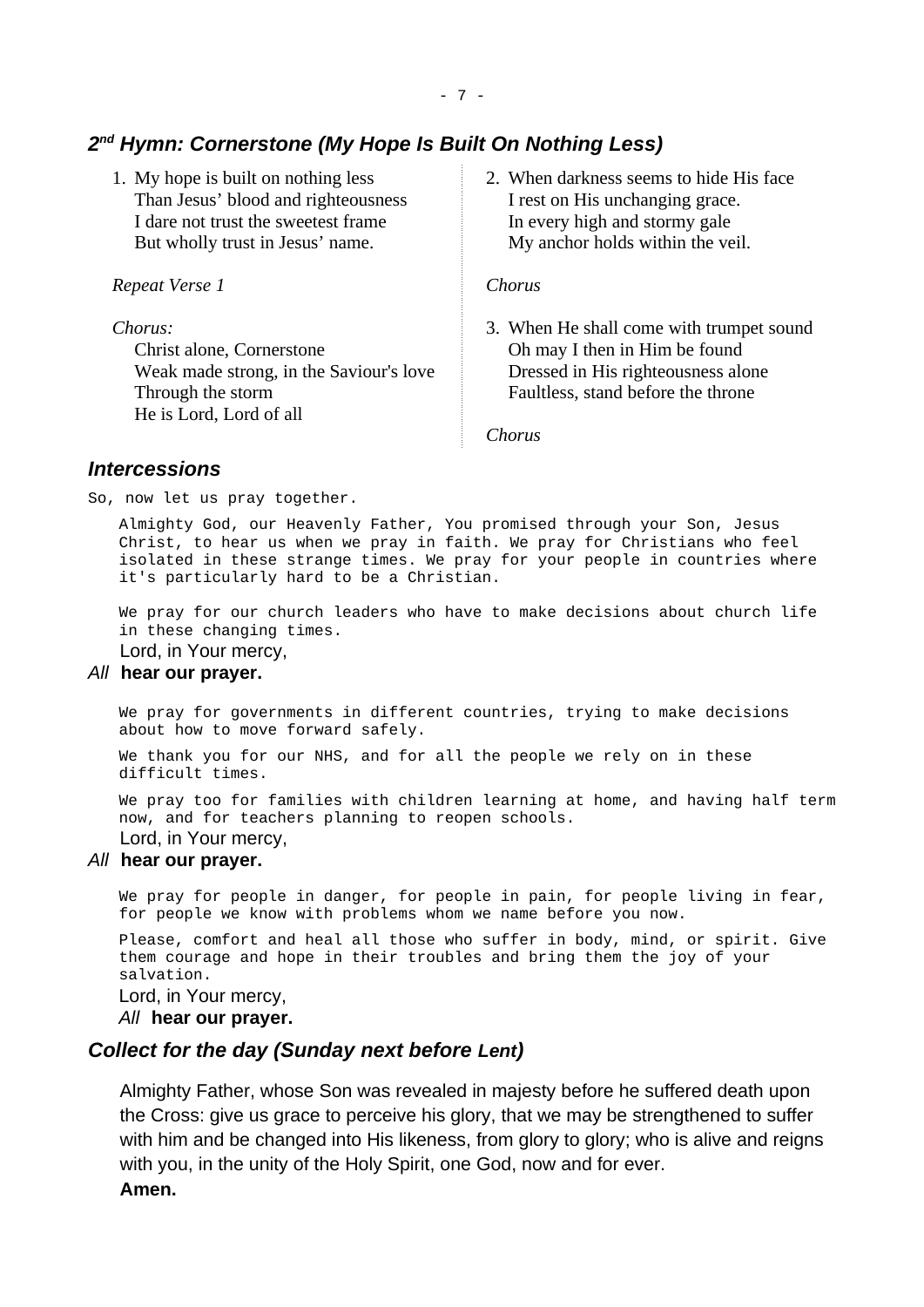## *2nd Hymn: Cornerstone (My Hope Is Built On Nothing Less)*

1. My hope is built on nothing less
   Than Jesus' blood and righteousness
   I dare not trust the sweetest frame
   But wholly trust in Jesus' name.

*Repeat Verse 1*

*Chorus:*
Christ alone, Cornerstone
Weak made strong, in the Saviour's love
Through the storm
He is Lord, Lord of all

2. When darkness seems to hide His face
   I rest on His unchanging grace.
   In every high and stormy gale
   My anchor holds within the veil.

*Chorus*

3. When He shall come with trumpet sound
   Oh may I then in Him be found
   Dressed in His righteousness alone
   Faultless, stand before the throne

*Chorus*

## *Intercessions*

So, now let us pray together.

Almighty God, our Heavenly Father, You promised through your Son, Jesus Christ, to hear us when we pray in faith. We pray for Christians who feel isolated in these strange times. We pray for your people in countries where it's particularly hard to be a Christian.

We pray for our church leaders who have to make decisions about church life in these changing times.

Lord, in Your mercy,

*All* **hear our prayer.**

We pray for governments in different countries, trying to make decisions about how to move forward safely.

We thank you for our NHS, and for all the people we rely on in these difficult times.

We pray too for families with children learning at home, and having half term now, and for teachers planning to reopen schools.

Lord, in Your mercy,

*All* **hear our prayer.**

We pray for people in danger, for people in pain, for people living in fear, for people we know with problems whom we name before you now.

Please, comfort and heal all those who suffer in body, mind, or spirit. Give them courage and hope in their troubles and bring them the joy of your salvation.

Lord, in Your mercy,

*All* **hear our prayer.**

## *Collect for the day (Sunday next before Lent)*

Almighty Father, whose Son was revealed in majesty before he suffered death upon the Cross: give us grace to perceive his glory, that we may be strengthened to suffer with him and be changed into His likeness, from glory to glory; who is alive and reigns with you, in the unity of the Holy Spirit, one God, now and for ever.

**Amen.**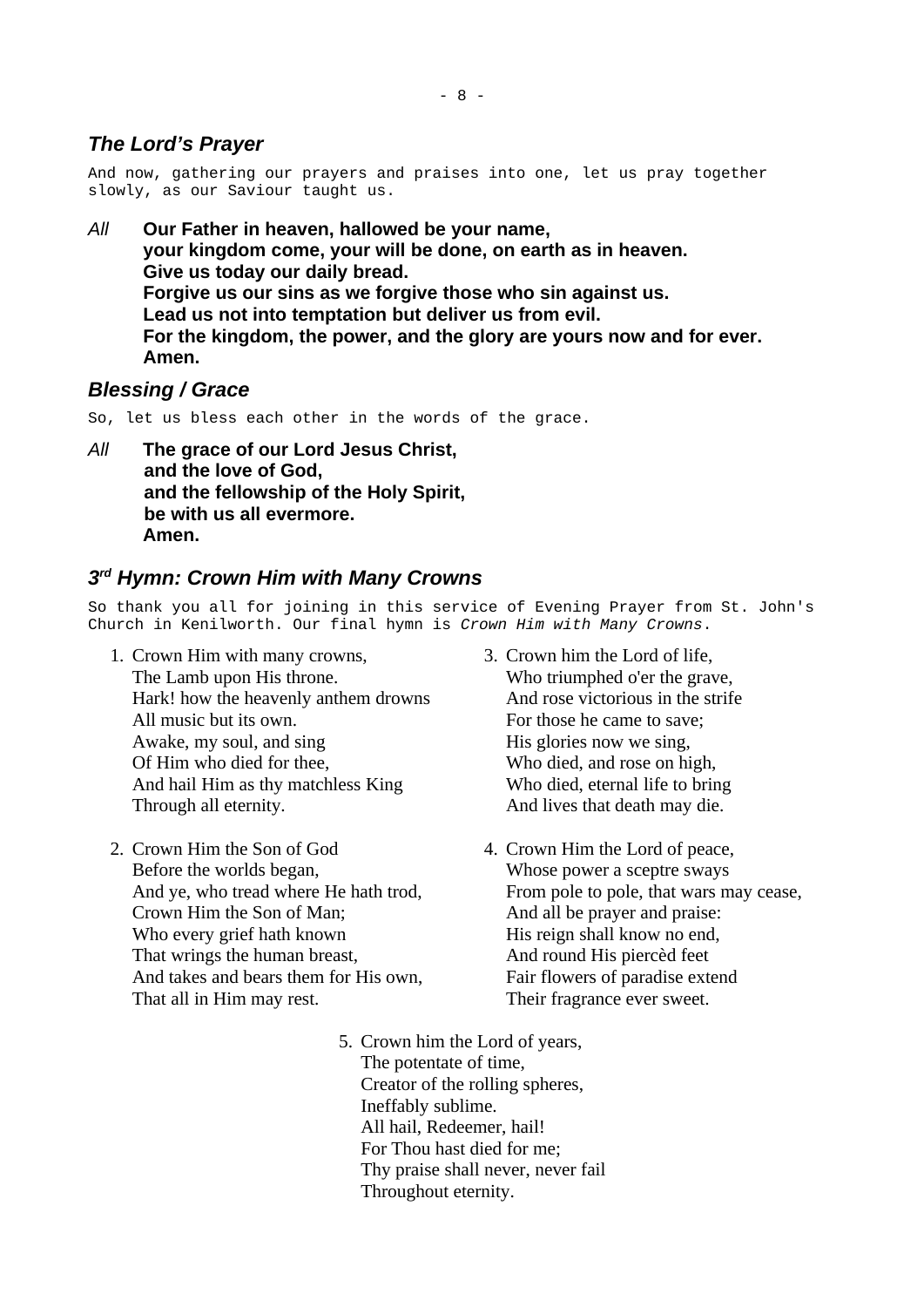### *The Lord's Prayer*

And now, gathering our prayers and praises into one, let us pray together slowly, as our Saviour taught us.

*All* **Our Father in heaven, hallowed be your name,**
**your kingdom come, your will be done, on earth as in heaven.**
**Give us today our daily bread.**
**Forgive us our sins as we forgive those who sin against us.**
**Lead us not into temptation but deliver us from evil.**
**For the kingdom, the power, and the glory are yours now and for ever.**
**Amen.**

### *Blessing / Grace*

So, let us bless each other in the words of the grace.

*All* **The grace of our Lord Jesus Christ,**
**and the love of God,**
**and the fellowship of the Holy Spirit,**
**be with us all evermore.**
**Amen.**

### *3rd Hymn: Crown Him with Many Crowns*

So thank you all for joining in this service of Evening Prayer from St. John's Church in Kenilworth. Our final hymn is *Crown Him with Many Crowns*.

1. Crown Him with many crowns,
   The Lamb upon His throne.
   Hark! how the heavenly anthem drowns
   All music but its own.
   Awake, my soul, and sing
   Of Him who died for thee,
   And hail Him as thy matchless King
   Through all eternity.

2. Crown Him the Son of God
   Before the worlds began,
   And ye, who tread where He hath trod,
   Crown Him the Son of Man;
   Who every grief hath known
   That wrings the human breast,
   And takes and bears them for His own,
   That all in Him may rest.

3. Crown him the Lord of life,
   Who triumphed o'er the grave,
   And rose victorious in the strife
   For those he came to save;
   His glories now we sing,
   Who died, and rose on high,
   Who died, eternal life to bring
   And lives that death may die.

4. Crown Him the Lord of peace,
   Whose power a sceptre sways
   From pole to pole, that wars may cease,
   And all be prayer and praise:
   His reign shall know no end,
   And round His piercèd feet
   Fair flowers of paradise extend
   Their fragrance ever sweet.

5. Crown him the Lord of years,
   The potentate of time,
   Creator of the rolling spheres,
   Ineffably sublime.
   All hail, Redeemer, hail!
   For Thou hast died for me;
   Thy praise shall never, never fail
   Throughout eternity.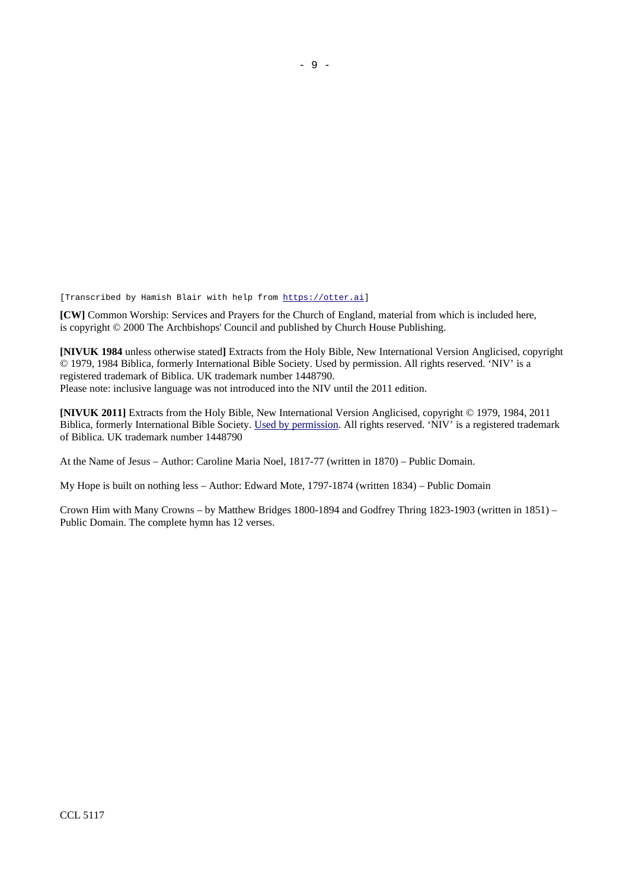[Transcribed by Hamish Blair with help from https://otter.ai]

**[CW]** Common Worship: Services and Prayers for the Church of England, material from which is included here, is copyright © 2000 The Archbishops' Council and published by Church House Publishing.

**[NIVUK 1984** unless otherwise stated**]** Extracts from the Holy Bible, New International Version Anglicised, copyright © 1979, 1984 Biblica, formerly International Bible Society. Used by permission. All rights reserved. 'NIV' is a registered trademark of Biblica. UK trademark number 1448790.
Please note: inclusive language was not introduced into the NIV until the 2011 edition.

**[NIVUK 2011]** Extracts from the Holy Bible, New International Version Anglicised, copyright © 1979, 1984, 2011 Biblica, formerly International Bible Society. Used by permission. All rights reserved. 'NIV' is a registered trademark of Biblica. UK trademark number 1448790

At the Name of Jesus – Author: Caroline Maria Noel, 1817-77 (written in 1870) – Public Domain.

My Hope is built on nothing less – Author: Edward Mote, 1797-1874 (written 1834) – Public Domain

Crown Him with Many Crowns – by Matthew Bridges 1800-1894 and Godfrey Thring 1823-1903 (written in 1851) – Public Domain. The complete hymn has 12 verses.

CCL 5117